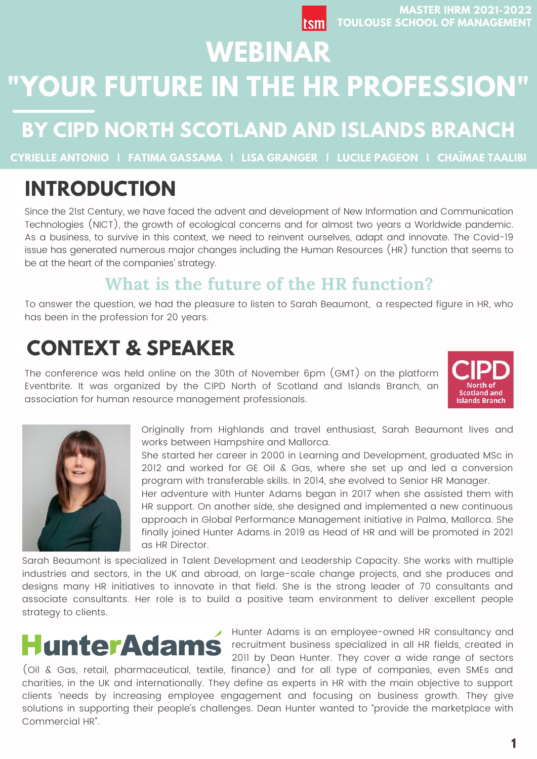MASTER IHRM 2021-2022
TOULOUSE SCHOOL OF MANAGEMENT

# WEBINAR "YOUR FUTURE IN THE HR PROFESSION"

## BY CIPD NORTH SCOTLAND AND ISLANDS BRANCH

CYRIELLE ANTONIO | FATIMA GASSAMA | LISA GRANGER | LUCILE PAGEON | CHAÏMAE TAALIBI

## INTRODUCTION

Since the 21st Century, we have faced the advent and development of New Information and Communication Technologies (NICT), the growth of ecological concerns and for almost two years a Worldwide pandemic. As a business, to survive in this context, we need to reinvent ourselves, adapt and innovate. The Covid-19 issue has generated numerous major changes including the Human Resources (HR) function that seems to be at the heart of the companies' strategy.

### What is the future of the HR function?

To answer the question, we had the pleasure to listen to Sarah Beaumont, a respected figure in HR, who has been in the profession for 20 years.

## CONTEXT & SPEAKER

The conference was held online on the 30th of November 6pm (GMT) on the platform Eventbrite. It was organized by the CIPD North of Scotland and Islands Branch, an association for human resource management professionals.

CIPD North of Scotland and Islands Branch

Originally from Highlands and travel enthusiast, Sarah Beaumont lives and works between Hampshire and Mallorca.
She started her career in 2000 in Learning and Development, graduated MSc in 2012 and worked for GE Oil & Gas, where she set up and led a conversion program with transferable skills. In 2014, she evolved to Senior HR Manager.
Her adventure with Hunter Adams began in 2017 when she assisted them with HR support. On another side, she designed and implemented a new continuous approach in Global Performance Management initiative in Palma, Mallorca. She finally joined Hunter Adams in 2019 as Head of HR and will be promoted in 2021 as HR Director.
Sarah Beaumont is specialized in Talent Development and Leadership Capacity. She works with multiple industries and sectors, in the UK and abroad, on large-scale change projects, and she produces and designs many HR initiatives to innovate in that field. She is the strong leader of 70 consultants and associate consultants. Her role is to build a positive team environment to deliver excellent people strategy to clients.

HunterAdams

Hunter Adams is an employee-owned HR consultancy and recruitment business specialized in all HR fields, created in 2011 by Dean Hunter. They cover a wide range of sectors (Oil & Gas, retail, pharmaceutical, textile, finance) and for all type of companies, even SMEs and charities, in the UK and internationally. They define as experts in HR with the main objective to support clients 'needs by increasing employee engagement and focusing on business growth. They give solutions in supporting their people's challenges. Dean Hunter wanted to "provide the marketplace with Commercial HR".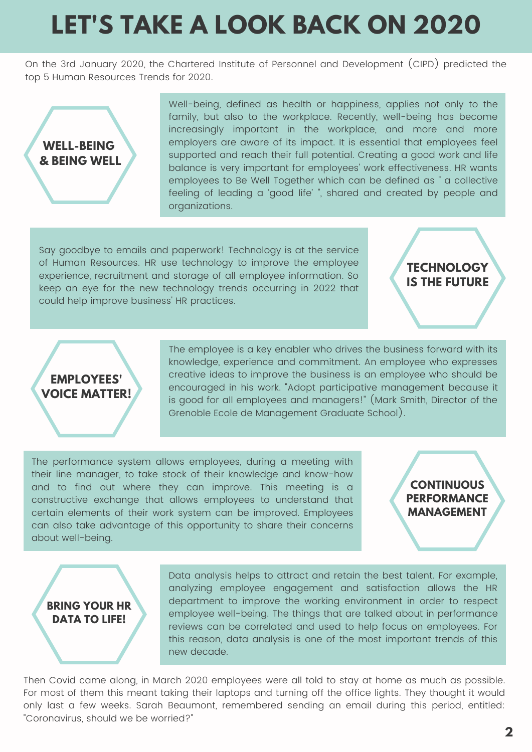# LET'S TAKE A LOOK BACK ON 2020

On the 3rd January 2020, the Chartered Institute of Personnel and Development (CIPD) predicted the top 5 Human Resources Trends for 2020.

## WELL-BEING & BEING WELL

Well-being, defined as health or happiness, applies not only to the family, but also to the workplace. Recently, well-being has become increasingly important in the workplace, and more and more employers are aware of its impact. It is essential that employees feel supported and reach their full potential. Creating a good work and life balance is very important for employees' work effectiveness. HR wants employees to Be Well Together which can be defined as " a collective feeling of leading a 'good life' ", shared and created by people and organizations.

## TECHNOLOGY IS THE FUTURE

Say goodbye to emails and paperwork! Technology is at the service of Human Resources. HR use technology to improve the employee experience, recruitment and storage of all employee information. So keep an eye for the new technology trends occurring in 2022 that could help improve business' HR practices.

## EMPLOYEES' VOICE MATTER!

The employee is a key enabler who drives the business forward with its knowledge, experience and commitment. An employee who expresses creative ideas to improve the business is an employee who should be encouraged in his work. "Adopt participative management because it is good for all employees and managers!" (Mark Smith, Director of the Grenoble Ecole de Management Graduate School).

## CONTINUOUS PERFORMANCE MANAGEMENT

The performance system allows employees, during a meeting with their line manager, to take stock of their knowledge and know-how and to find out where they can improve. This meeting is a constructive exchange that allows employees to understand that certain elements of their work system can be improved. Employees can also take advantage of this opportunity to share their concerns about well-being.

## BRING YOUR HR DATA TO LIFE!

Data analysis helps to attract and retain the best talent. For example, analyzing employee engagement and satisfaction allows the HR department to improve the working environment in order to respect employee well-being. The things that are talked about in performance reviews can be correlated and used to help focus on employees. For this reason, data analysis is one of the most important trends of this new decade.

Then Covid came along, in March 2020 employees were all told to stay at home as much as possible. For most of them this meant taking their laptops and turning off the office lights. They thought it would only last a few weeks. Sarah Beaumont, remembered sending an email during this period, entitled: "Coronavirus, should we be worried?"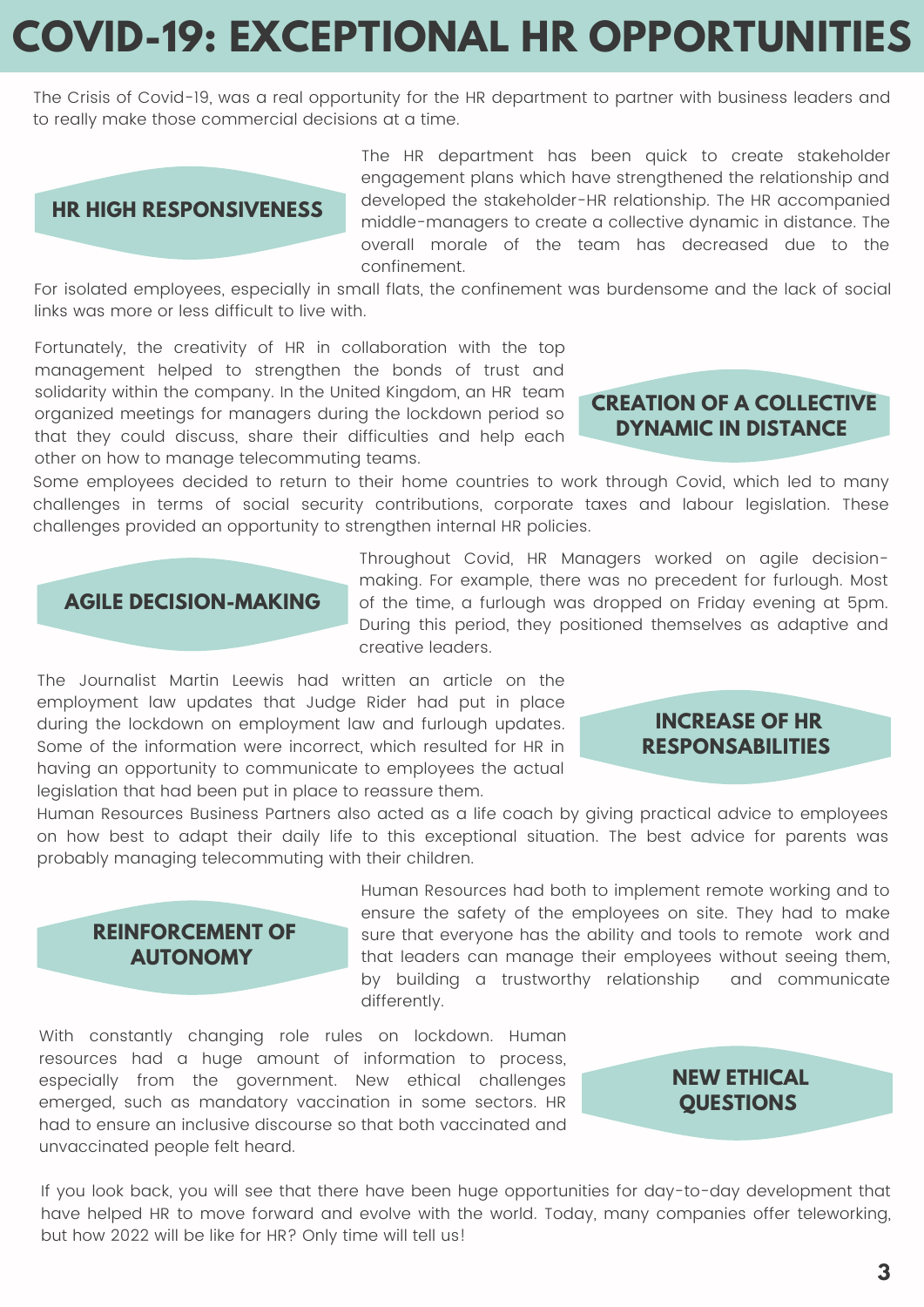# COVID-19: EXCEPTIONAL HR OPPORTUNITIES

The Crisis of Covid-19, was a real opportunity for the HR department to partner with business leaders and to really make those commercial decisions at a time.

## HR HIGH RESPONSIVENESS

The HR department has been quick to create stakeholder engagement plans which have strengthened the relationship and developed the stakeholder-HR relationship. The HR accompanied middle-managers to create a collective dynamic in distance. The overall morale of the team has decreased due to the confinement.

For isolated employees, especially in small flats, the confinement was burdensome and the lack of social links was more or less difficult to live with.

## CREATION OF A COLLECTIVE DYNAMIC IN DISTANCE

Fortunately, the creativity of HR in collaboration with the top management helped to strengthen the bonds of trust and solidarity within the company. In the United Kingdom, an HR team organized meetings for managers during the lockdown period so that they could discuss, share their difficulties and help each other on how to manage telecommuting teams.

Some employees decided to return to their home countries to work through Covid, which led to many challenges in terms of social security contributions, corporate taxes and labour legislation. These challenges provided an opportunity to strengthen internal HR policies.

## AGILE DECISION-MAKING

Throughout Covid, HR Managers worked on agile decision-making. For example, there was no precedent for furlough. Most of the time, a furlough was dropped on Friday evening at 5pm. During this period, they positioned themselves as adaptive and creative leaders.

## INCREASE OF HR RESPONSABILITIES

The Journalist Martin Leewis had written an article on the employment law updates that Judge Rider had put in place during the lockdown on employment law and furlough updates. Some of the information were incorrect, which resulted for HR in having an opportunity to communicate to employees the actual legislation that had been put in place to reassure them.

Human Resources Business Partners also acted as a life coach by giving practical advice to employees on how best to adapt their daily life to this exceptional situation. The best advice for parents was probably managing telecommuting with their children.

## REINFORCEMENT OF AUTONOMY

Human Resources had both to implement remote working and to ensure the safety of the employees on site. They had to make sure that everyone has the ability and tools to remote work and that leaders can manage their employees without seeing them, by building a trustworthy relationship and communicate differently.

## NEW ETHICAL QUESTIONS

With constantly changing role rules on lockdown. Human resources had a huge amount of information to process, especially from the government. New ethical challenges emerged, such as mandatory vaccination in some sectors. HR had to ensure an inclusive discourse so that both vaccinated and unvaccinated people felt heard.

If you look back, you will see that there have been huge opportunities for day-to-day development that have helped HR to move forward and evolve with the world. Today, many companies offer teleworking, but how 2022 will be like for HR? Only time will tell us!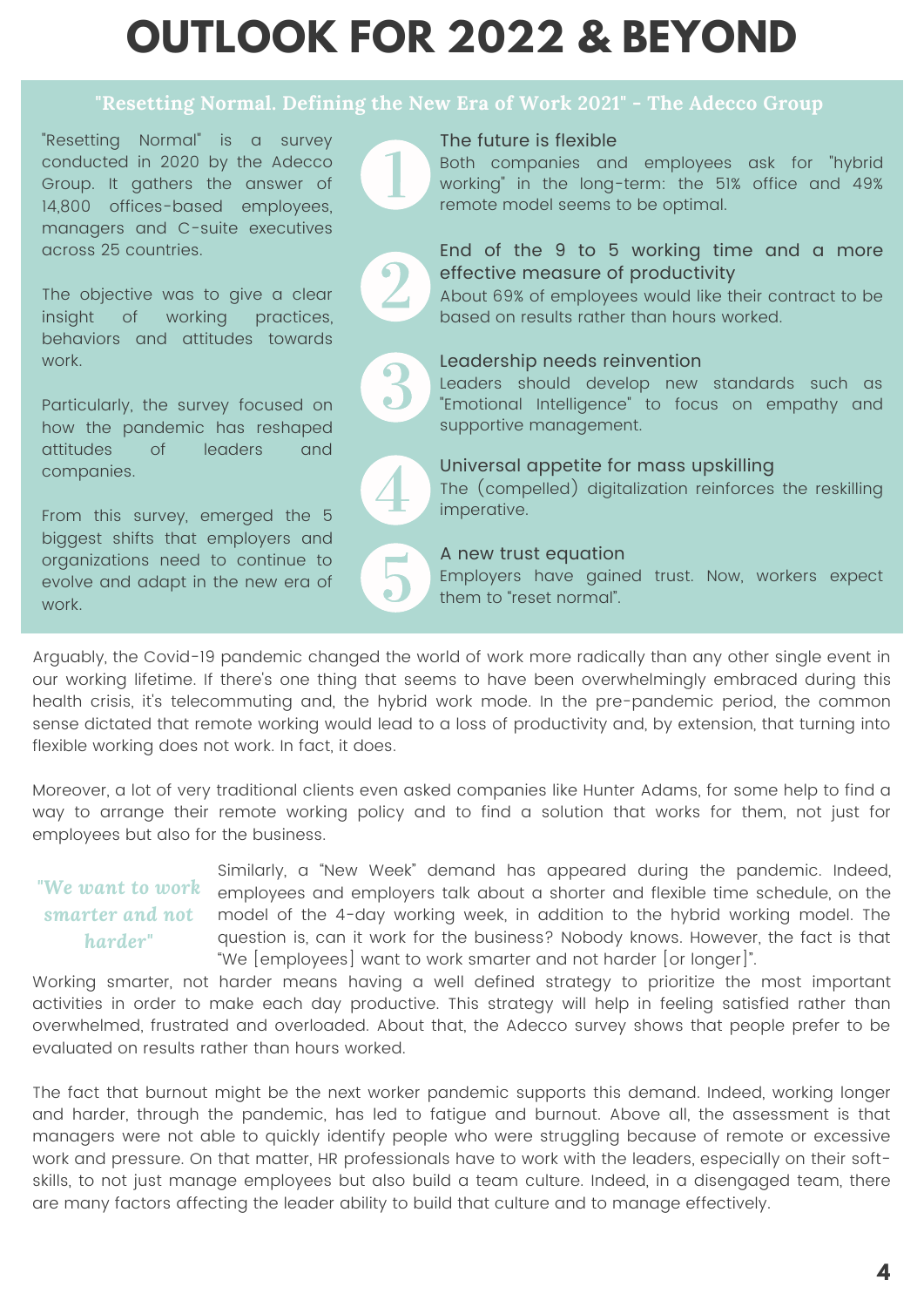# OUTLOOK FOR 2022 & BEYOND

## "Resetting Normal. Defining the New Era of Work 2021" - The Adecco Group

"Resetting Normal" is a survey conducted in 2020 by the Adecco Group. It gathers the answer of 14,800 offices-based employees, managers and C-suite executives across 25 countries.

The objective was to give a clear insight of working practices, behaviors and attitudes towards work.

Particularly, the survey focused on how the pandemic has reshaped attitudes of leaders and companies.

From this survey, emerged the 5 biggest shifts that employers and organizations need to continue to evolve and adapt in the new era of work.

1. **The future is flexible**
   Both companies and employees ask for "hybrid working" in the long-term: the 51% office and 49% remote model seems to be optimal.

2. **End of the 9 to 5 working time and a more effective measure of productivity**
   About 69% of employees would like their contract to be based on results rather than hours worked.

3. **Leadership needs reinvention**
   Leaders should develop new standards such as "Emotional Intelligence" to focus on empathy and supportive management.

4. **Universal appetite for mass upskilling**
   The (compelled) digitalization reinforces the reskilling imperative.

5. **A new trust equation**
   Employers have gained trust. Now, workers expect them to "reset normal".

Arguably, the Covid-19 pandemic changed the world of work more radically than any other single event in our working lifetime. If there's one thing that seems to have been overwhelmingly embraced during this health crisis, it's telecommuting and, the hybrid work mode. In the pre-pandemic period, the common sense dictated that remote working would lead to a loss of productivity and, by extension, that turning into flexible working does not work. In fact, it does.

Moreover, a lot of very traditional clients even asked companies like Hunter Adams, for some help to find a way to arrange their remote working policy and to find a solution that works for them, not just for employees but also for the business.

> *"We want to work smarter and not harder"*

Similarly, a "New Week" demand has appeared during the pandemic. Indeed, employees and employers talk about a shorter and flexible time schedule, on the model of the 4-day working week, in addition to the hybrid working model. The question is, can it work for the business? Nobody knows. However, the fact is that "We [employees] want to work smarter and not harder [or longer]".
Working smarter, not harder means having a well defined strategy to prioritize the most important activities in order to make each day productive. This strategy will help in feeling satisfied rather than overwhelmed, frustrated and overloaded. About that, the Adecco survey shows that people prefer to be evaluated on results rather than hours worked.

The fact that burnout might be the next worker pandemic supports this demand. Indeed, working longer and harder, through the pandemic, has led to fatigue and burnout. Above all, the assessment is that managers were not able to quickly identify people who were struggling because of remote or excessive work and pressure. On that matter, HR professionals have to work with the leaders, especially on their soft-skills, to not just manage employees but also build a team culture. Indeed, in a disengaged team, there are many factors affecting the leader ability to build that culture and to manage effectively.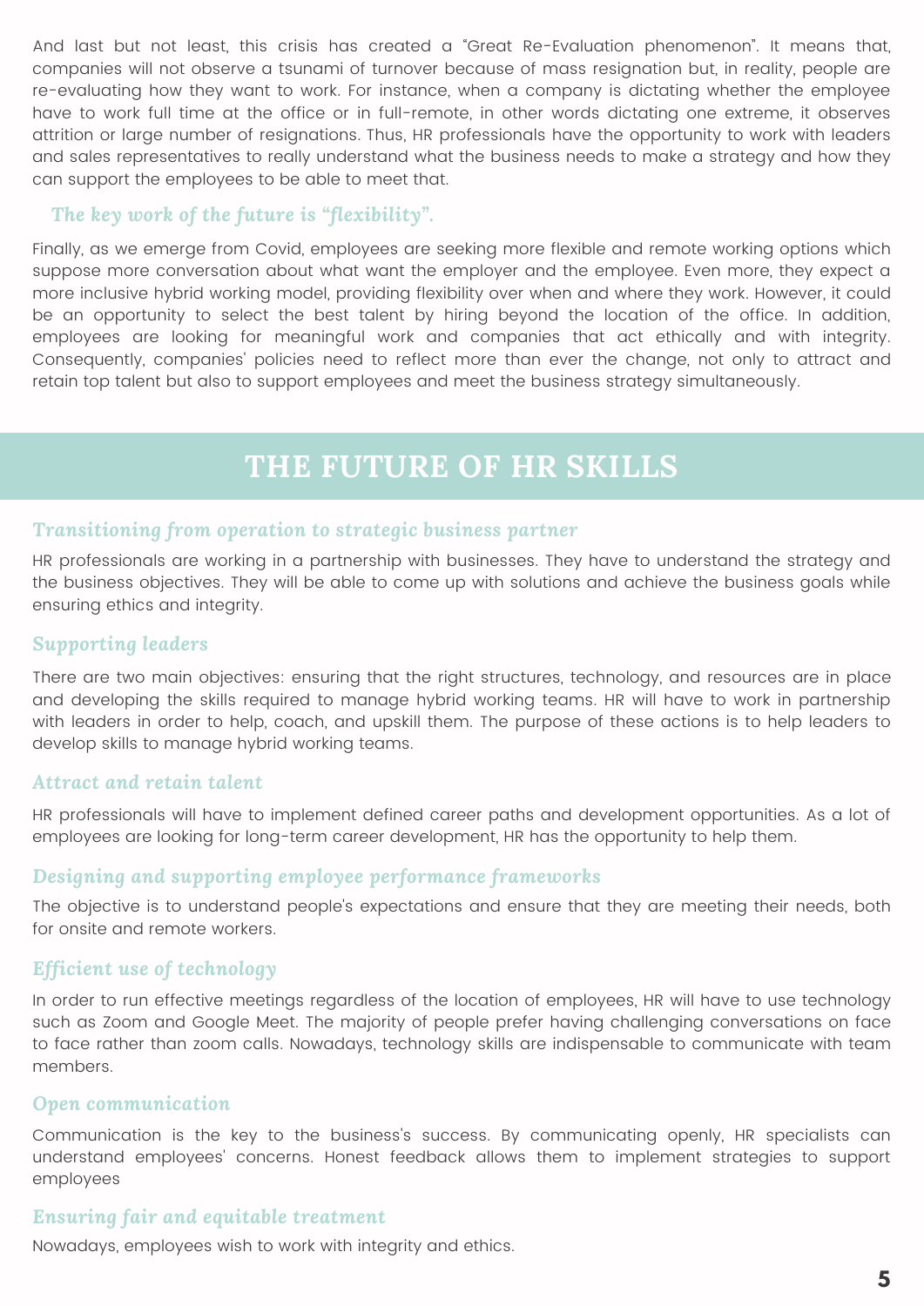And last but not least, this crisis has created a "Great Re-Evaluation phenomenon". It means that, companies will not observe a tsunami of turnover because of mass resignation but, in reality, people are re-evaluating how they want to work. For instance, when a company is dictating whether the employee have to work full time at the office or in full-remote, in other words dictating one extreme, it observes attrition or large number of resignations. Thus, HR professionals have the opportunity to work with leaders and sales representatives to really understand what the business needs to make a strategy and how they can support the employees to be able to meet that.

*The key work of the future is "flexibility".*

Finally, as we emerge from Covid, employees are seeking more flexible and remote working options which suppose more conversation about what want the employer and the employee. Even more, they expect a more inclusive hybrid working model, providing flexibility over when and where they work. However, it could be an opportunity to select the best talent by hiring beyond the location of the office. In addition, employees are looking for meaningful work and companies that act ethically and with integrity. Consequently, companies' policies need to reflect more than ever the change, not only to attract and retain top talent but also to support employees and meet the business strategy simultaneously.

## THE FUTURE OF HR SKILLS

### *Transitioning from operation to strategic business partner*

HR professionals are working in a partnership with businesses. They have to understand the strategy and the business objectives. They will be able to come up with solutions and achieve the business goals while ensuring ethics and integrity.

### *Supporting leaders*

There are two main objectives: ensuring that the right structures, technology, and resources are in place and developing the skills required to manage hybrid working teams. HR will have to work in partnership with leaders in order to help, coach, and upskill them. The purpose of these actions is to help leaders to develop skills to manage hybrid working teams.

### *Attract and retain talent*

HR professionals will have to implement defined career paths and development opportunities. As a lot of employees are looking for long-term career development, HR has the opportunity to help them.

### *Designing and supporting employee performance frameworks*

The objective is to understand people's expectations and ensure that they are meeting their needs, both for onsite and remote workers.

### *Efficient use of technology*

In order to run effective meetings regardless of the location of employees, HR will have to use technology such as Zoom and Google Meet. The majority of people prefer having challenging conversations on face to face rather than zoom calls. Nowadays, technology skills are indispensable to communicate with team members.

### *Open communication*

Communication is the key to the business's success. By communicating openly, HR specialists can understand employees' concerns. Honest feedback allows them to implement strategies to support employees

### *Ensuring fair and equitable treatment*

Nowadays, employees wish to work with integrity and ethics.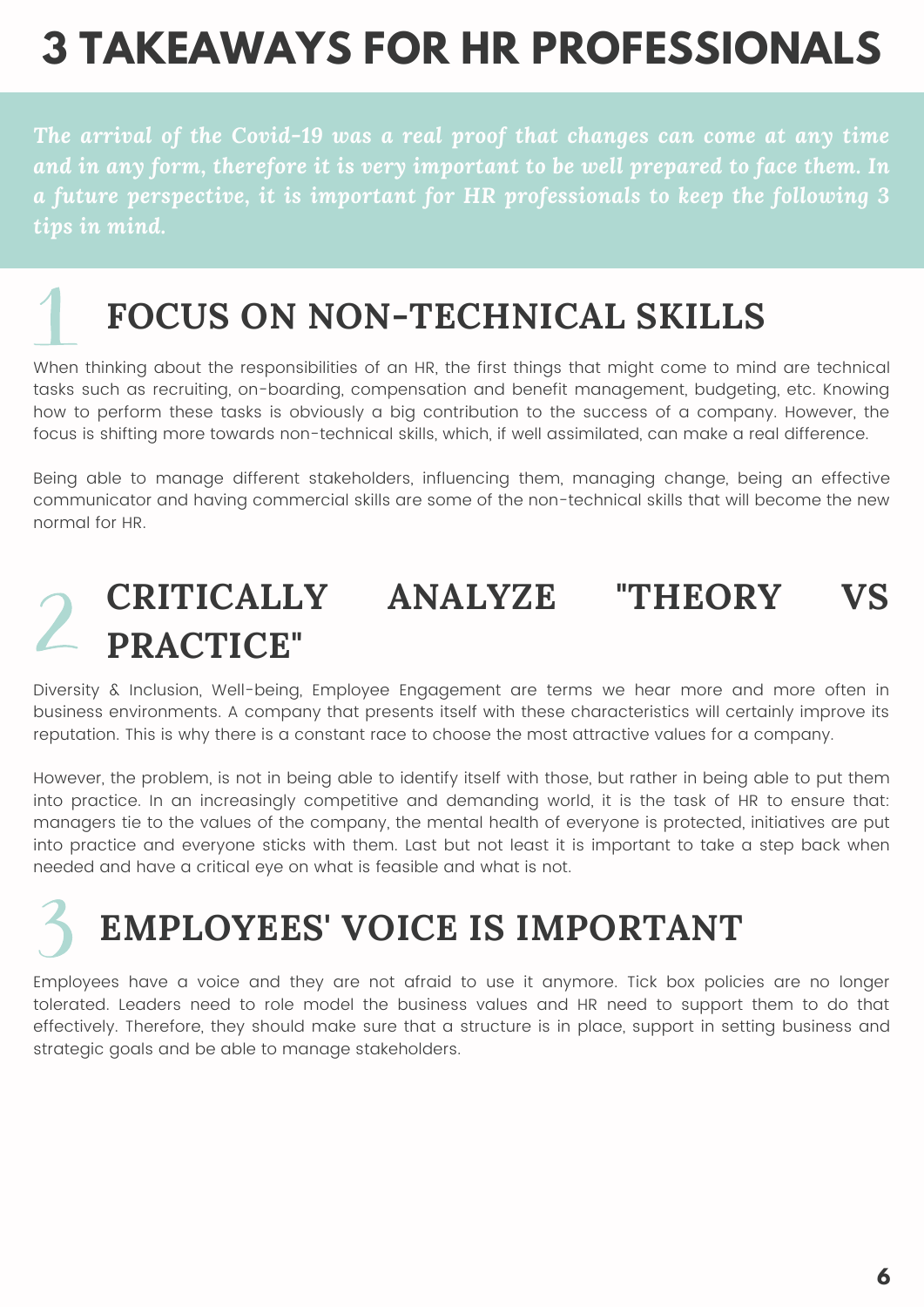# 3 TAKEAWAYS FOR HR PROFESSIONALS

*The arrival of the Covid-19 was a real proof that changes can come at any time and in any form, therefore it is very important to be well prepared to face them. In a future perspective, it is important for HR professionals to keep the following 3 tips in mind.*

## 1 FOCUS ON NON-TECHNICAL SKILLS

When thinking about the responsibilities of an HR, the first things that might come to mind are technical tasks such as recruiting, on-boarding, compensation and benefit management, budgeting, etc. Knowing how to perform these tasks is obviously a big contribution to the success of a company. However, the focus is shifting more towards non-technical skills, which, if well assimilated, can make a real difference.

Being able to manage different stakeholders, influencing them, managing change, being an effective communicator and having commercial skills are some of the non-technical skills that will become the new normal for HR.

## 2 CRITICALLY ANALYZE "THEORY VS PRACTICE"

Diversity & Inclusion, Well-being, Employee Engagement are terms we hear more and more often in business environments. A company that presents itself with these characteristics will certainly improve its reputation. This is why there is a constant race to choose the most attractive values for a company.

However, the problem, is not in being able to identify itself with those, but rather in being able to put them into practice. In an increasingly competitive and demanding world, it is the task of HR to ensure that: managers tie to the values of the company, the mental health of everyone is protected, initiatives are put into practice and everyone sticks with them. Last but not least it is important to take a step back when needed and have a critical eye on what is feasible and what is not.

## 3 EMPLOYEES' VOICE IS IMPORTANT

Employees have a voice and they are not afraid to use it anymore. Tick box policies are no longer tolerated. Leaders need to role model the business values and HR need to support them to do that effectively. Therefore, they should make sure that a structure is in place, support in setting business and strategic goals and be able to manage stakeholders.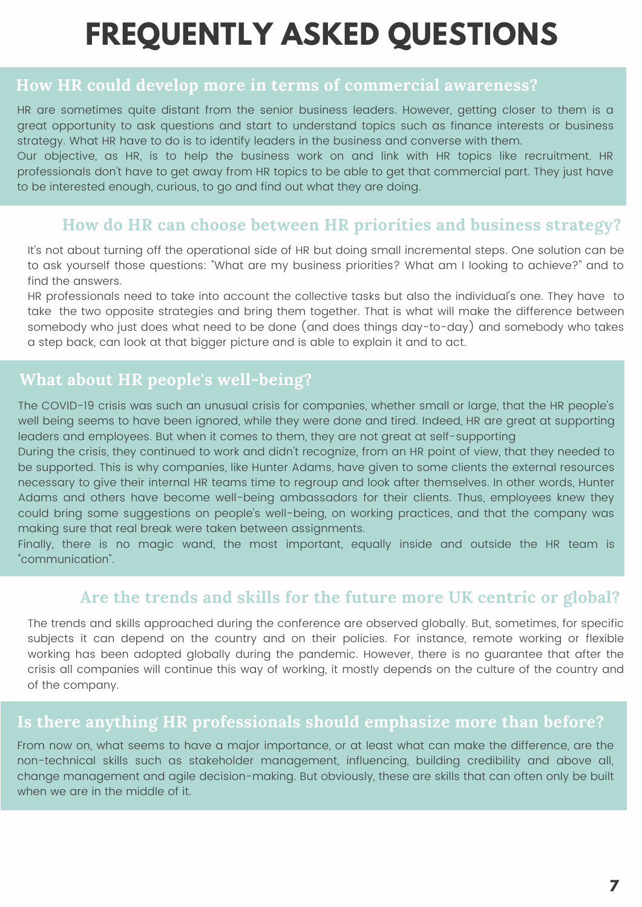# FREQUENTLY ASKED QUESTIONS

## How HR could develop more in terms of commercial awareness?

HR are sometimes quite distant from the senior business leaders. However, getting closer to them is a great opportunity to ask questions and start to understand topics such as finance interests or business strategy. What HR have to do is to identify leaders in the business and converse with them.

Our objective, as HR, is to help the business work on and link with HR topics like recruitment. HR professionals don't have to get away from HR topics to be able to get that commercial part. They just have to be interested enough, curious, to go and find out what they are doing.

## How do HR can choose between HR priorities and business strategy?

It's not about turning off the operational side of HR but doing small incremental steps. One solution can be to ask yourself those questions: "What are my business priorities? What am I looking to achieve?" and to find the answers.

HR professionals need to take into account the collective tasks but also the individual's one. They have to take the two opposite strategies and bring them together. That is what will make the difference between somebody who just does what need to be done (and does things day-to-day) and somebody who takes a step back, can look at that bigger picture and is able to explain it and to act.

## What about HR people's well-being?

The COVID-19 crisis was such an unusual crisis for companies, whether small or large, that the HR people's well being seems to have been ignored, while they were done and tired. Indeed, HR are great at supporting leaders and employees. But when it comes to them, they are not great at self-supporting

During the crisis, they continued to work and didn't recognize, from an HR point of view, that they needed to be supported. This is why companies, like Hunter Adams, have given to some clients the external resources necessary to give their internal HR teams time to regroup and look after themselves. In other words, Hunter Adams and others have become well-being ambassadors for their clients. Thus, employees knew they could bring some suggestions on people's well-being, on working practices, and that the company was making sure that real break were taken between assignments.

Finally, there is no magic wand, the most important, equally inside and outside the HR team is "communication".

## Are the trends and skills for the future more UK centric or global?

The trends and skills approached during the conference are observed globally. But, sometimes, for specific subjects it can depend on the country and on their policies. For instance, remote working or flexible working has been adopted globally during the pandemic. However, there is no guarantee that after the crisis all companies will continue this way of working, it mostly depends on the culture of the country and of the company.

## Is there anything HR professionals should emphasize more than before?

From now on, what seems to have a major importance, or at least what can make the difference, are the non-technical skills such as stakeholder management, influencing, building credibility and above all, change management and agile decision-making. But obviously, these are skills that can often only be built when we are in the middle of it.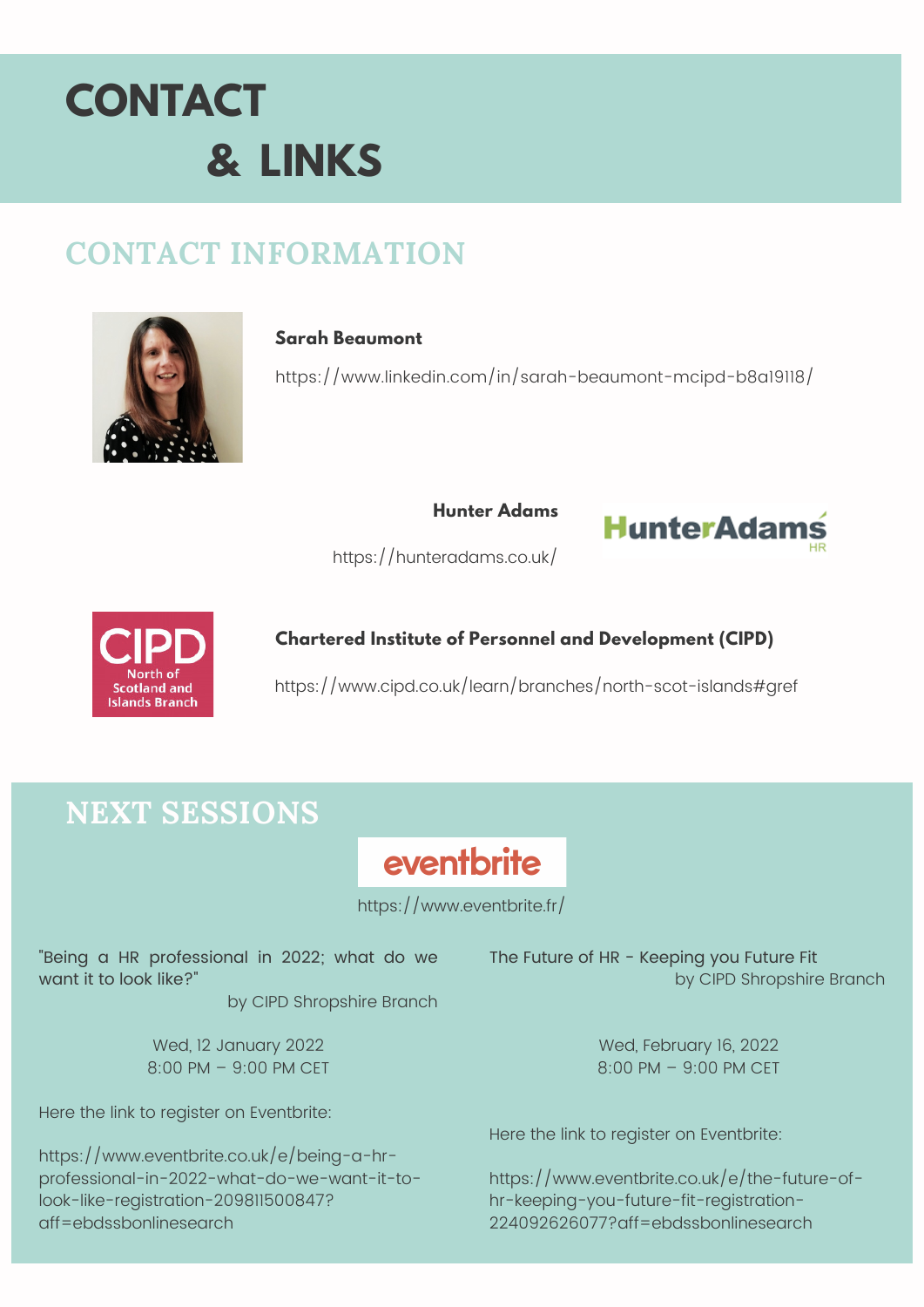# CONTACT & LINKS

## CONTACT INFORMATION

**Sarah Beaumont**

https://www.linkedin.com/in/sarah-beaumont-mcipd-b8a19118/

**Hunter Adams**

https://hunteradams.co.uk/

**Chartered Institute of Personnel and Development (CIPD)**

https://www.cipd.co.uk/learn/branches/north-scot-islands#gref

## NEXT SESSIONS

https://www.eventbrite.fr/

"Being a HR professional in 2022; what do we want it to look like?"
by CIPD Shropshire Branch

Wed, 12 January 2022
8:00 PM – 9:00 PM CET

Here the link to register on Eventbrite:

https://www.eventbrite.co.uk/e/being-a-hr-professional-in-2022-what-do-we-want-it-to-look-like-registration-209811500847?aff=ebdssbonlinesearch

The Future of HR - Keeping you Future Fit
by CIPD Shropshire Branch

Wed, February 16, 2022
8:00 PM – 9:00 PM CET

Here the link to register on Eventbrite:

https://www.eventbrite.co.uk/e/the-future-of-hr-keeping-you-future-fit-registration-224092626077?aff=ebdssbonlinesearch